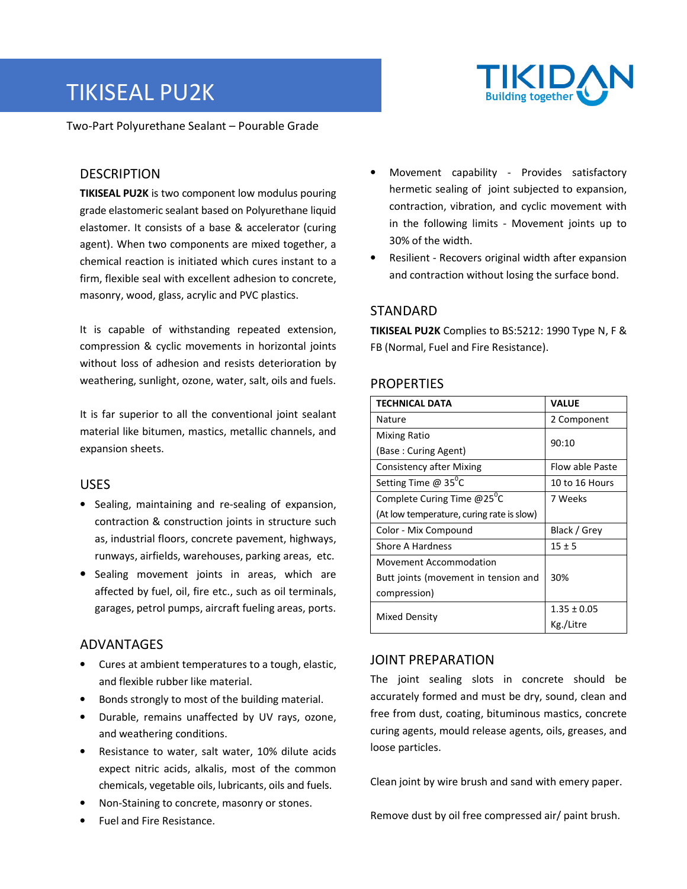# TIKISEAL PU2K

Two-Part Polyurethane Sealant – Pourable Grade

## DESCRIPTION

**TIKISEAL PU2K** is two component low modulus pouring grade elastomeric sealant based on Polyurethane liquid elastomer. It consists of a base & accelerator (curing agent). When two components are mixed together, a chemical reaction is initiated which cures instant to a firm, flexible seal with excellent adhesion to concrete, masonry, wood, glass, acrylic and PVC plastics.

It is capable of withstanding repeated extension, compression & cyclic movements in horizontal joints without loss of adhesion and resists deterioration by weathering, sunlight, ozone, water, salt, oils and fuels.

It is far superior to all the conventional joint sealant material like bitumen, mastics, metallic channels, and expansion sheets.

## USES

- Sealing, maintaining and re-sealing of expansion, contraction & construction joints in structure such as, industrial floors, concrete pavement, highways, runways, airfields, warehouses, parking areas, etc.
- Sealing movement joints in areas, which are affected by fuel, oil, fire etc., such as oil terminals, garages, petrol pumps, aircraft fueling areas, ports.

## ADVANTAGES

- Cures at ambient temperatures to a tough, elastic, and flexible rubber like material.
- Bonds strongly to most of the building material.
- Durable, remains unaffected by UV rays, ozone, and weathering conditions.
- Resistance to water, salt water, 10% dilute acids expect nitric acids, alkalis, most of the common chemicals, vegetable oils, lubricants, oils and fuels.
- Non-Staining to concrete, masonry or stones.
- Fuel and Fire Resistance.
- Movement capability - Provides satisfactory hermetic sealing of joint subjected to expansion, contraction, vibration, and cyclic movement with in the following limits - Movement joints up to 30% of the width.
- Resilient - Recovers original width after expansion and contraction without losing the surface bond.

## STANDARD

**TIKISEAL PU2K** Complies to BS:5212: 1990 Type N, F & FB (Normal, Fuel and Fire Resistance).

## PROPERTIES

| TECHNICAL DATA | VALUE |
|---|---|
| Nature | 2 Component |
| Mixing Ratio (Base : Curing Agent) | 90:10 |
| Consistency after Mixing | Flow able Paste |
| Setting Time @ 35°C | 10 to 16 Hours |
| Complete Curing Time @25°C (At low temperature, curing rate is slow) | 7 Weeks |
| Color - Mix Compound | Black / Grey |
| Shore A Hardness | 15 ± 5 |
| Movement Accommodation Butt joints (movement in tension and compression) | 30% |
| Mixed Density | 1.35 ± 0.05 Kg./Litre |

## JOINT PREPARATION

The joint sealing slots in concrete should be accurately formed and must be dry, sound, clean and free from dust, coating, bituminous mastics, concrete curing agents, mould release agents, oils, greases, and loose particles.

Clean joint by wire brush and sand with emery paper.

Remove dust by oil free compressed air/ paint brush.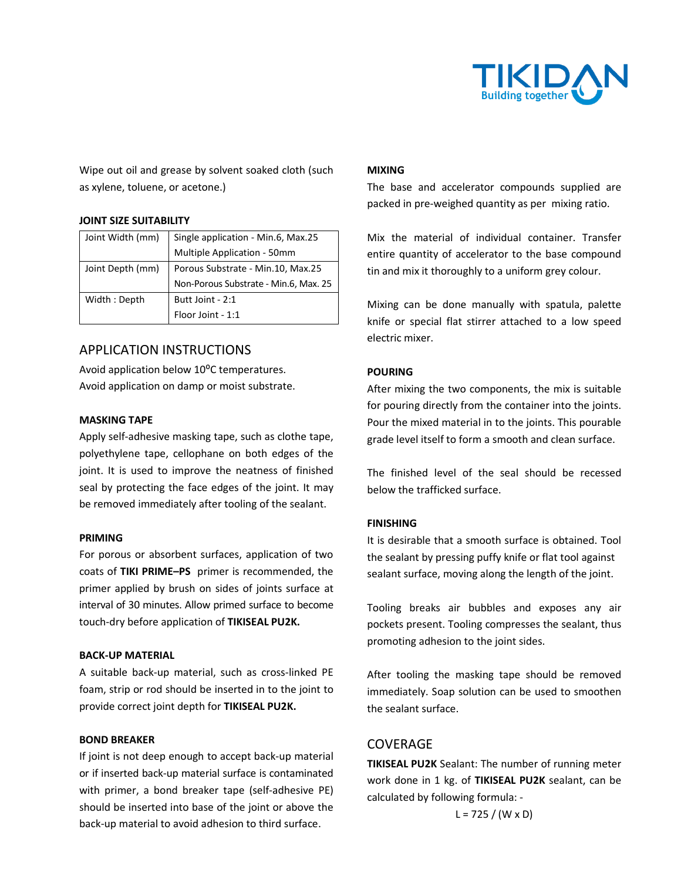Wipe out oil and grease by solvent soaked cloth (such as xylene, toluene, or acetone.)

**JOINT SIZE SUITABILITY**

| Joint Width (mm) | Single application - Min.6, Max.25<br>Multiple Application - 50mm |
|---|---|
| Joint Depth (mm) | Porous Substrate - Min.10, Max.25<br>Non-Porous Substrate - Min.6, Max. 25 |
| Width : Depth | Butt Joint - 2:1<br>Floor Joint - 1:1 |

## APPLICATION INSTRUCTIONS

Avoid application below $10^{0}$C temperatures.
Avoid application on damp or moist substrate.

**MASKING TAPE**

Apply self-adhesive masking tape, such as clothe tape, polyethylene tape, cellophane on both edges of the joint. It is used to improve the neatness of finished seal by protecting the face edges of the joint. It may be removed immediately after tooling of the sealant.

**PRIMING**

For porous or absorbent surfaces, application of two coats of **TIKI PRIME–PS** primer is recommended, the primer applied by brush on sides of joints surface at interval of 30 minutes. Allow primed surface to become touch-dry before application of **TIKISEAL PU2K.**

**BACK-UP MATERIAL**

A suitable back-up material, such as cross-linked PE foam, strip or rod should be inserted in to the joint to provide correct joint depth for **TIKISEAL PU2K.**

**BOND BREAKER**

If joint is not deep enough to accept back-up material or if inserted back-up material surface is contaminated with primer, a bond breaker tape (self-adhesive PE) should be inserted into base of the joint or above the back-up material to avoid adhesion to third surface.

**MIXING**

The base and accelerator compounds supplied are packed in pre-weighed quantity as per mixing ratio.

Mix the material of individual container. Transfer entire quantity of accelerator to the base compound tin and mix it thoroughly to a uniform grey colour.

Mixing can be done manually with spatula, palette knife or special flat stirrer attached to a low speed electric mixer.

**POURING**

After mixing the two components, the mix is suitable for pouring directly from the container into the joints. Pour the mixed material in to the joints. This pourable grade level itself to form a smooth and clean surface.

The finished level of the seal should be recessed below the trafficked surface.

**FINISHING**

It is desirable that a smooth surface is obtained. Tool the sealant by pressing puffy knife or flat tool against sealant surface, moving along the length of the joint.

Tooling breaks air bubbles and exposes any air pockets present. Tooling compresses the sealant, thus promoting adhesion to the joint sides.

After tooling the masking tape should be removed immediately. Soap solution can be used to smoothen the sealant surface.

## COVERAGE

**TIKISEAL PU2K** Sealant: The number of running meter work done in 1 kg. of **TIKISEAL PU2K** sealant, can be calculated by following formula: -

$$L = 725 / (W \times D)$$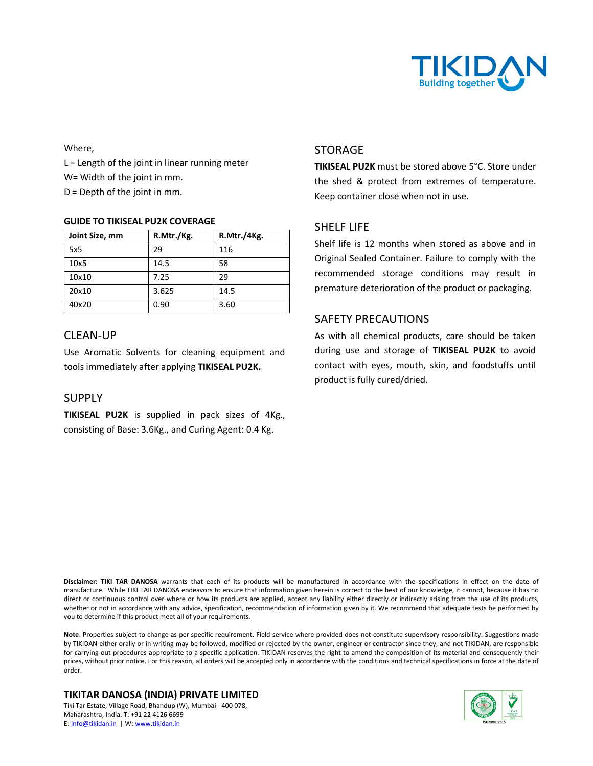Where,

L = Length of the joint in linear running meter

W= Width of the joint in mm.

D = Depth of the joint in mm.

**GUIDE TO TIKISEAL PU2K COVERAGE**

| Joint Size, mm | R.Mtr./Kg. | R.Mtr./4Kg. |
|---|---|---|
| 5x5 | 29 | 116 |
| 10x5 | 14.5 | 58 |
| 10x10 | 7.25 | 29 |
| 20x10 | 3.625 | 14.5 |
| 40x20 | 0.90 | 3.60 |

## CLEAN-UP

Use Aromatic Solvents for cleaning equipment and tools immediately after applying **TIKISEAL PU2K.**

## SUPPLY

**TIKISEAL PU2K** is supplied in pack sizes of 4Kg., consisting of Base: 3.6Kg., and Curing Agent: 0.4 Kg.

## STORAGE

**TIKISEAL PU2K** must be stored above 5°C. Store under the shed & protect from extremes of temperature. Keep container close when not in use.

## SHELF LIFE

Shelf life is 12 months when stored as above and in Original Sealed Container. Failure to comply with the recommended storage conditions may result in premature deterioration of the product or packaging.

## SAFETY PRECAUTIONS

As with all chemical products, care should be taken during use and storage of **TIKISEAL PU2K** to avoid contact with eyes, mouth, skin, and foodstuffs until product is fully cured/dried.

**Disclaimer: TIKI TAR DANOSA** warrants that each of its products will be manufactured in accordance with the specifications in effect on the date of manufacture. While TIKI TAR DANOSA endeavors to ensure that information given herein is correct to the best of our knowledge, it cannot, because it has no direct or continuous control over where or how its products are applied, accept any liability either directly or indirectly arising from the use of its products, whether or not in accordance with any advice, specification, recommendation of information given by it. We recommend that adequate tests be performed by you to determine if this product meet all of your requirements.

**Note**: Properties subject to change as per specific requirement. Field service where provided does not constitute supervisory responsibility. Suggestions made by TIKIDAN either orally or in writing may be followed, modified or rejected by the owner, engineer or contractor since they, and not TIKIDAN, are responsible for carrying out procedures appropriate to a specific application. TIKIDAN reserves the right to amend the composition of its material and consequently their prices, without prior notice. For this reason, all orders will be accepted only in accordance with the conditions and technical specifications in force at the date of order.

**TIKITAR DANOSA (INDIA) PRIVATE LIMITED**

Tiki Tar Estate, Village Road, Bhandup (W), Mumbai - 400 078, Maharashtra, India. T: +91 22 4126 6699

E: info@tikidan.in | W: www.tikidan.in